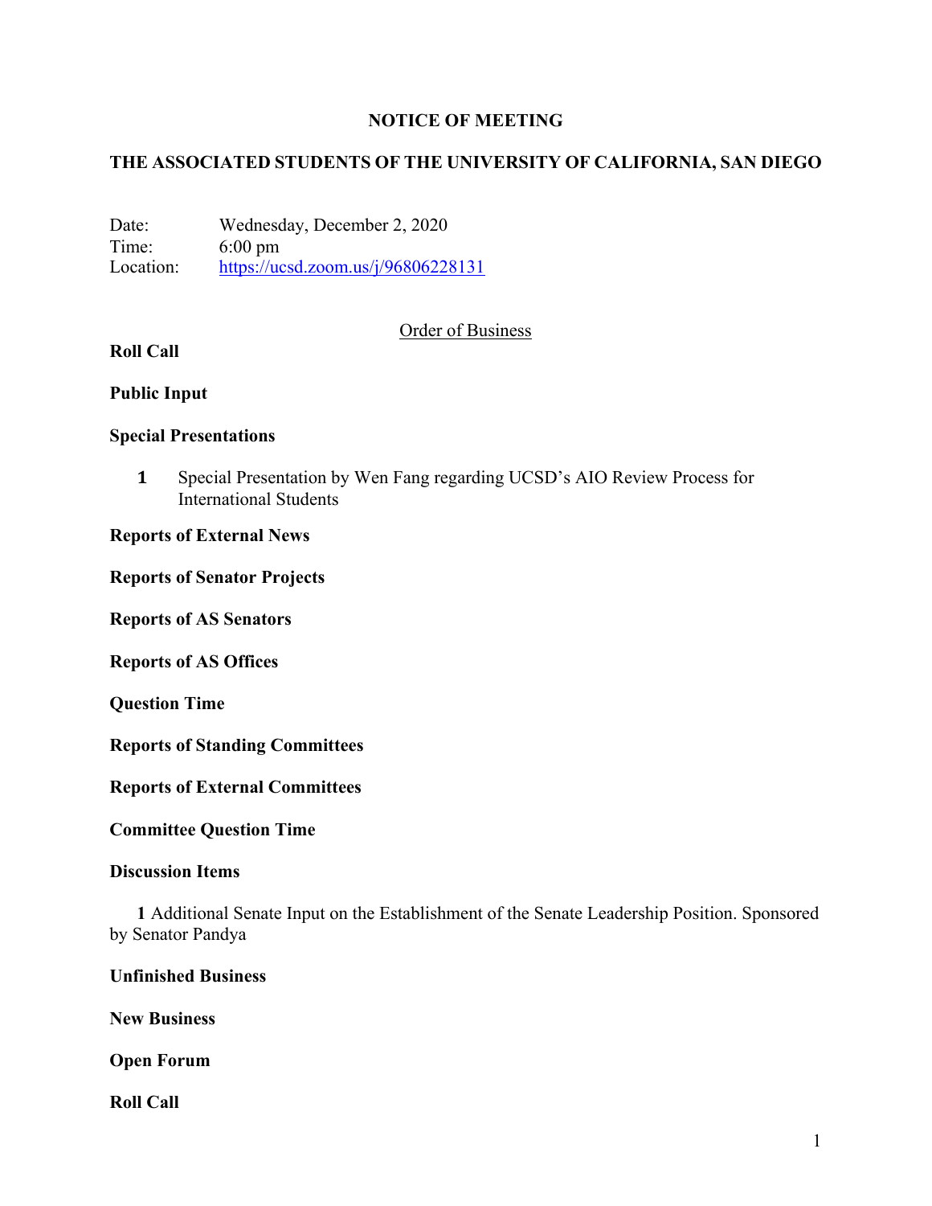# NOTICE OF MEETING

## THE ASSOCIATED STUDENTS OF THE UNIVERSITY OF CALIFORNIA, SAN DIEGO

Date: Wednesday, December 2, 2020
Time: 6:00 pm
Location: https://ucsd.zoom.us/j/96806228131

Order of Business

**Roll Call**

**Public Input**

**Special Presentations**

1 Special Presentation by Wen Fang regarding UCSD's AIO Review Process for International Students

**Reports of External News**

**Reports of Senator Projects**

**Reports of AS Senators**

**Reports of AS Offices**

**Question Time**

**Reports of Standing Committees**

**Reports of External Committees**

**Committee Question Time**

**Discussion Items**

1 Additional Senate Input on the Establishment of the Senate Leadership Position. Sponsored by Senator Pandya

**Unfinished Business**

**New Business**

**Open Forum**

**Roll Call**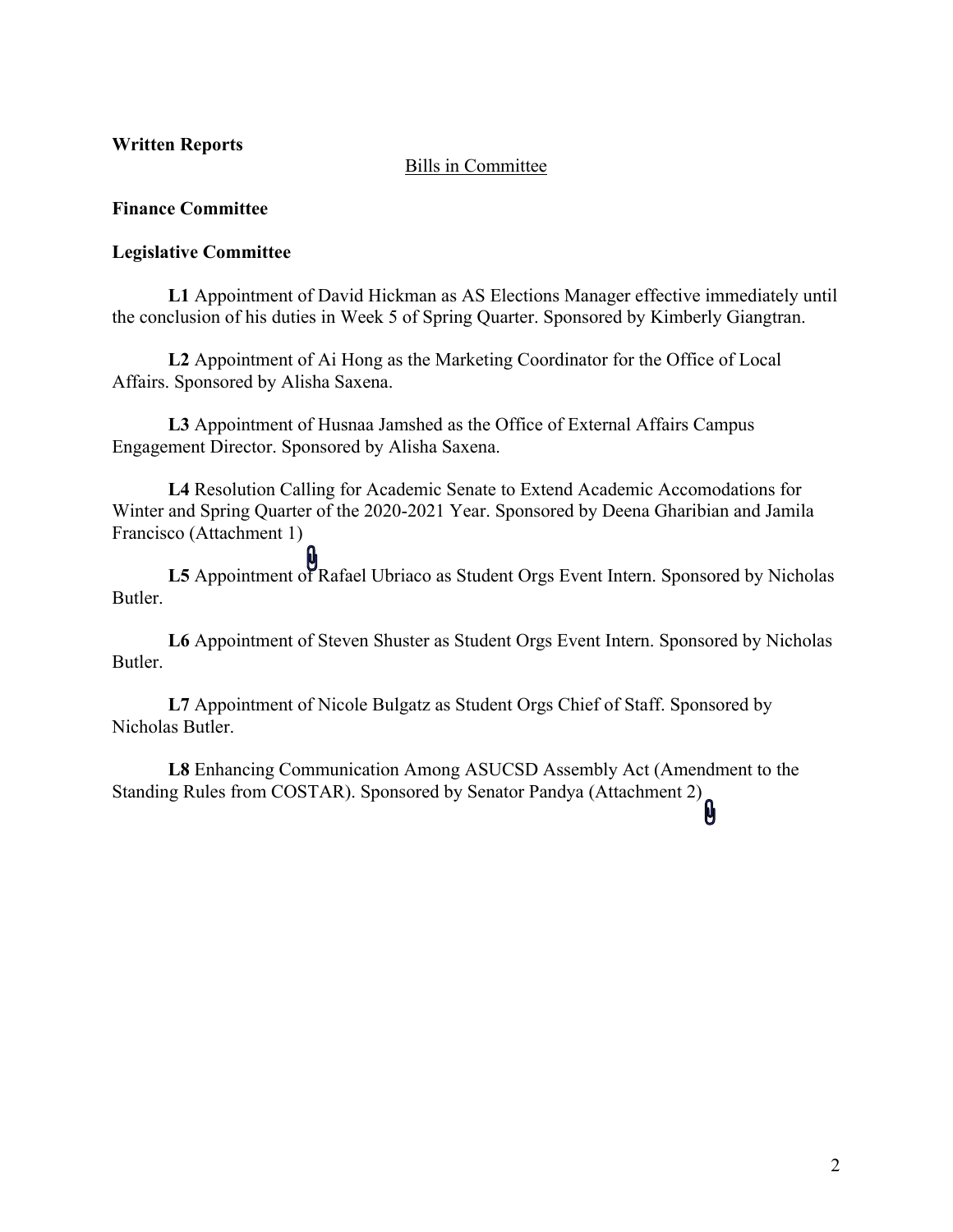**Written Reports**

Bills in Committee

**Finance Committee**

**Legislative Committee**

**L1** Appointment of David Hickman as AS Elections Manager effective immediately until the conclusion of his duties in Week 5 of Spring Quarter. Sponsored by Kimberly Giangtran.

**L2** Appointment of Ai Hong as the Marketing Coordinator for the Office of Local Affairs. Sponsored by Alisha Saxena.

**L3** Appointment of Husnaa Jamshed as the Office of External Affairs Campus Engagement Director. Sponsored by Alisha Saxena.

**L4** Resolution Calling for Academic Senate to Extend Academic Accomodations for Winter and Spring Quarter of the 2020-2021 Year. Sponsored by Deena Gharibian and Jamila Francisco (Attachment 1)

**L5** Appointment of Rafael Ubriaco as Student Orgs Event Intern. Sponsored by Nicholas Butler.

**L6** Appointment of Steven Shuster as Student Orgs Event Intern. Sponsored by Nicholas Butler.

**L7** Appointment of Nicole Bulgatz as Student Orgs Chief of Staff. Sponsored by Nicholas Butler.

**L8** Enhancing Communication Among ASUCSD Assembly Act (Amendment to the Standing Rules from COSTAR). Sponsored by Senator Pandya (Attachment 2)